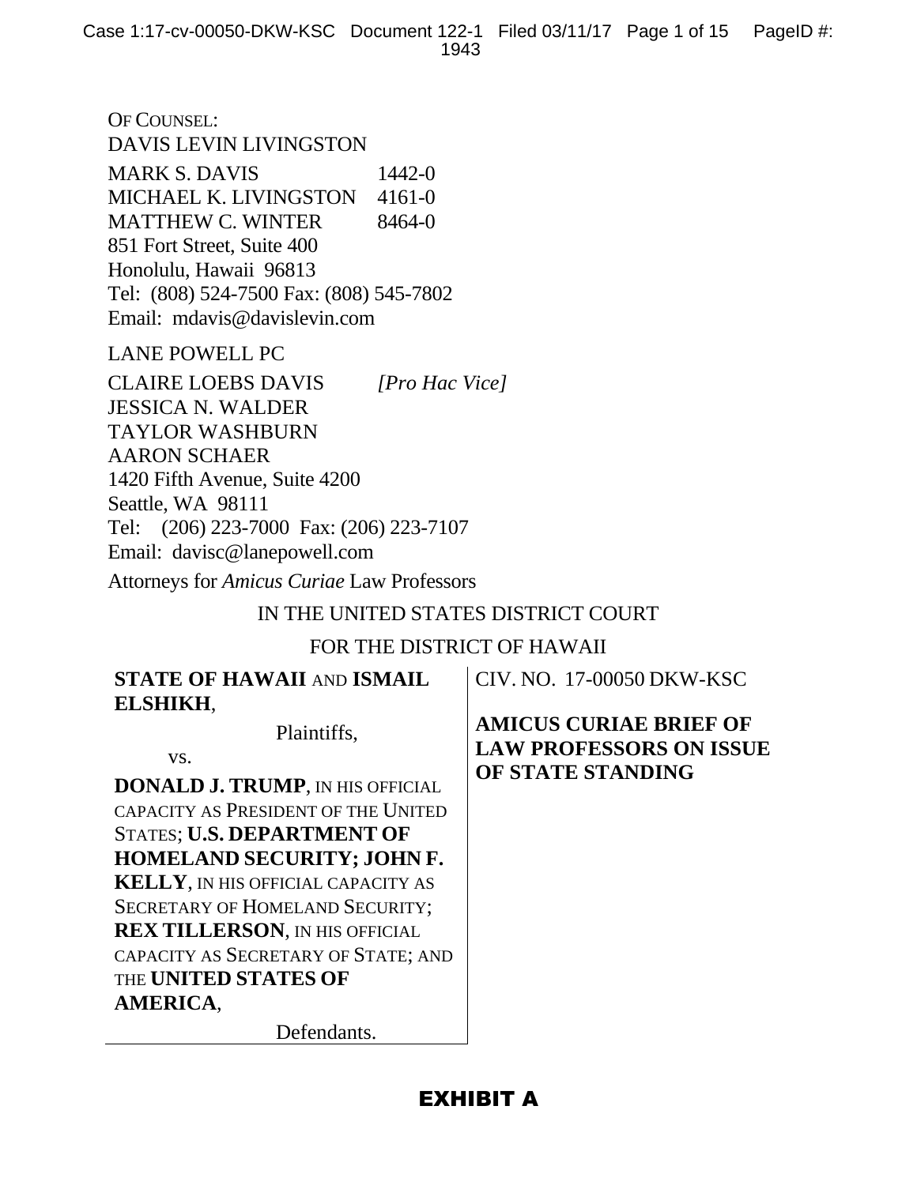OF COUNSEL:
DAVIS LEVIN LIVINGSTON

MARK S. DAVIS 1442-0
MICHAEL K. LIVINGSTON 4161-0
MATTHEW C. WINTER 8464-0
851 Fort Street, Suite 400
Honolulu, Hawaii 96813
Tel: (808) 524-7500 Fax: (808) 545-7802
Email: mdavis@davislevin.com

LANE POWELL PC

CLAIRE LOEBS DAVIS *[Pro Hac Vice]*
JESSICA N. WALDER
TAYLOR WASHBURN
AARON SCHAER
1420 Fifth Avenue, Suite 4200
Seattle, WA 98111
Tel: (206) 223-7000 Fax: (206) 223-7107
Email: davisc@lanepowell.com

Attorneys for *Amicus Curiae* Law Professors

IN THE UNITED STATES DISTRICT COURT

FOR THE DISTRICT OF HAWAII

| | |
|---|---|
| **STATE OF HAWAII** AND **ISMAIL ELSHIKH**,<br><br>Plaintiffs,<br><br>vs.<br><br>**DONALD J. TRUMP**, IN HIS OFFICIAL CAPACITY AS PRESIDENT OF THE UNITED STATES; **U.S. DEPARTMENT OF HOMELAND SECURITY; JOHN F. KELLY**, IN HIS OFFICIAL CAPACITY AS SECRETARY OF HOMELAND SECURITY; **REX TILLERSON**, IN HIS OFFICIAL CAPACITY AS SECRETARY OF STATE; AND THE **UNITED STATES OF AMERICA**,<br><br>Defendants. | CIV. NO. 17-00050 DKW-KSC<br><br>**AMICUS CURIAE BRIEF OF LAW PROFESSORS ON ISSUE OF STATE STANDING** |

**EXHIBIT A**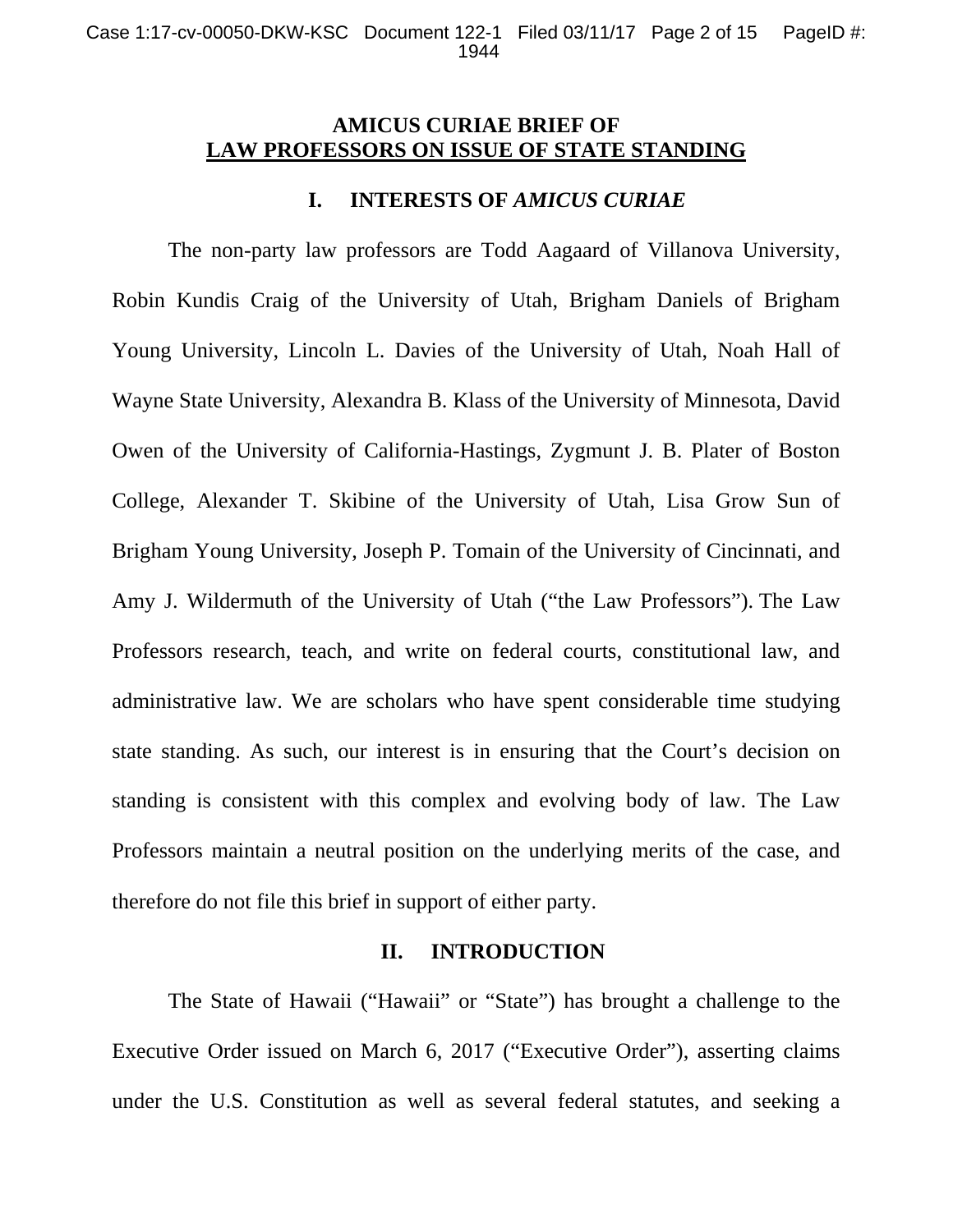# AMICUS CURIAE BRIEF OF LAW PROFESSORS ON ISSUE OF STATE STANDING

## I. INTERESTS OF *AMICUS CURIAE*

The non-party law professors are Todd Aagaard of Villanova University, Robin Kundis Craig of the University of Utah, Brigham Daniels of Brigham Young University, Lincoln L. Davies of the University of Utah, Noah Hall of Wayne State University, Alexandra B. Klass of the University of Minnesota, David Owen of the University of California-Hastings, Zygmunt J. B. Plater of Boston College, Alexander T. Skibine of the University of Utah, Lisa Grow Sun of Brigham Young University, Joseph P. Tomain of the University of Cincinnati, and Amy J. Wildermuth of the University of Utah ("the Law Professors"). The Law Professors research, teach, and write on federal courts, constitutional law, and administrative law. We are scholars who have spent considerable time studying state standing. As such, our interest is in ensuring that the Court's decision on standing is consistent with this complex and evolving body of law. The Law Professors maintain a neutral position on the underlying merits of the case, and therefore do not file this brief in support of either party.

## II. INTRODUCTION

The State of Hawaii ("Hawaii" or "State") has brought a challenge to the Executive Order issued on March 6, 2017 ("Executive Order"), asserting claims under the U.S. Constitution as well as several federal statutes, and seeking a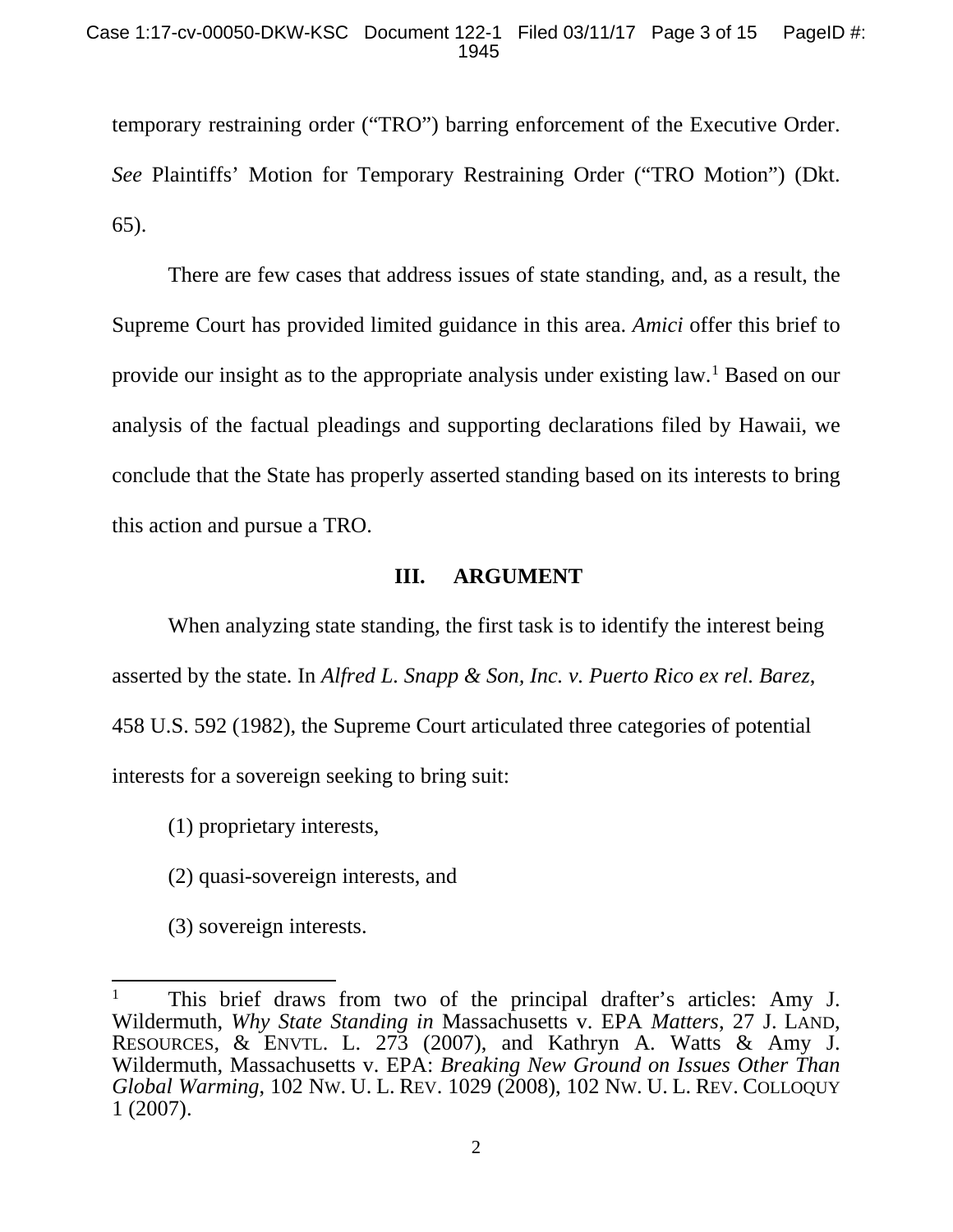temporary restraining order ("TRO") barring enforcement of the Executive Order. *See* Plaintiffs' Motion for Temporary Restraining Order ("TRO Motion") (Dkt. 65).

There are few cases that address issues of state standing, and, as a result, the Supreme Court has provided limited guidance in this area. *Amici* offer this brief to provide our insight as to the appropriate analysis under existing law.[1] Based on our analysis of the factual pleadings and supporting declarations filed by Hawaii, we conclude that the State has properly asserted standing based on its interests to bring this action and pursue a TRO.

## III. ARGUMENT

When analyzing state standing, the first task is to identify the interest being asserted by the state. In *Alfred L. Snapp & Son, Inc. v. Puerto Rico ex rel. Barez*, 458 U.S. 592 (1982), the Supreme Court articulated three categories of potential interests for a sovereign seeking to bring suit:

(1) proprietary interests,

(2) quasi-sovereign interests, and

(3) sovereign interests.

---

[1] This brief draws from two of the principal drafter's articles: Amy J. Wildermuth, *Why State Standing in* Massachusetts v. EPA *Matters*, 27 J. LAND, RESOURCES, & ENVTL. L. 273 (2007), and Kathryn A. Watts & Amy J. Wildermuth, Massachusetts v. EPA: *Breaking New Ground on Issues Other Than Global Warming*, 102 NW. U. L. REV. 1029 (2008), 102 NW. U. L. REV. COLLOQUY 1 (2007).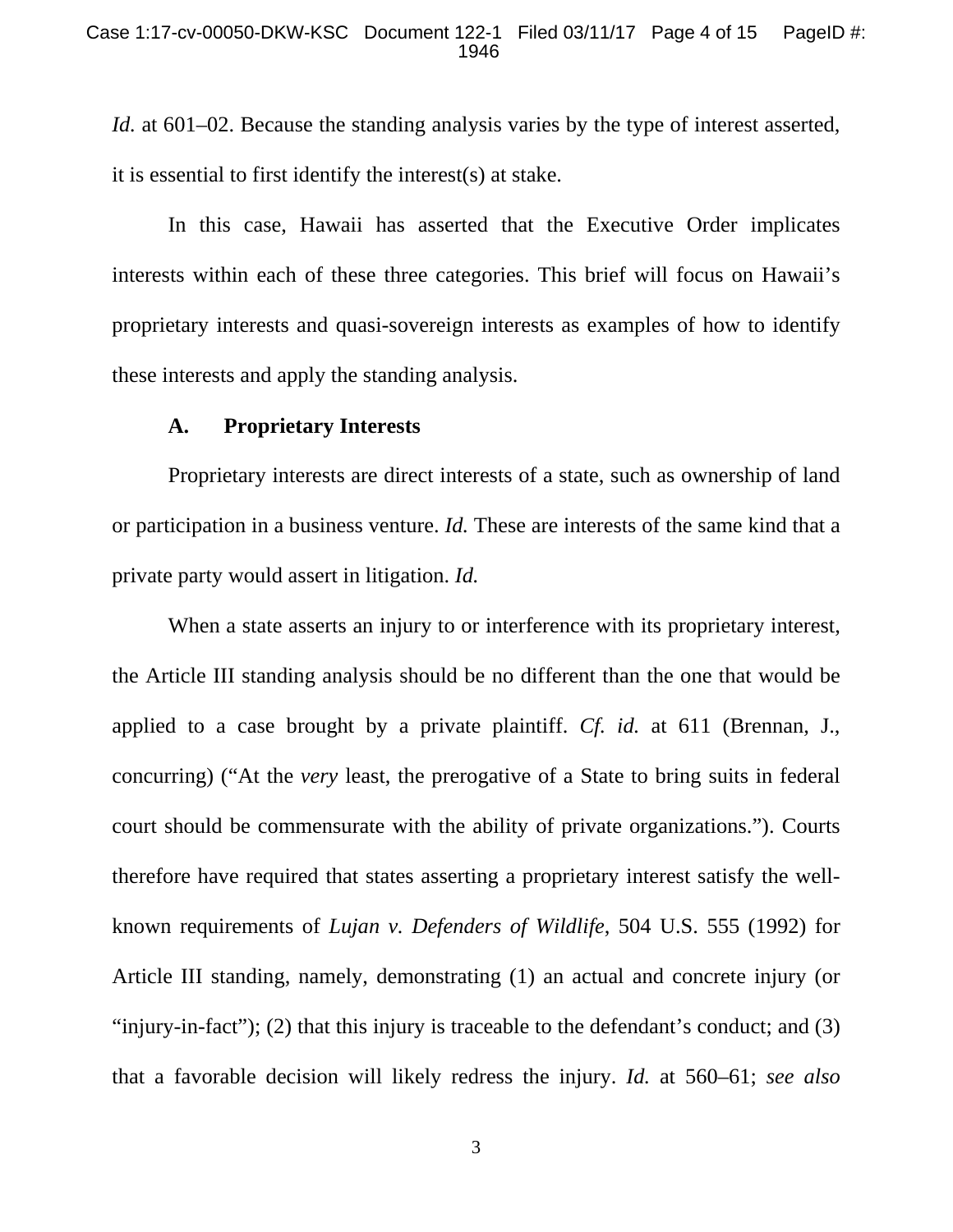*Id.* at 601–02. Because the standing analysis varies by the type of interest asserted, it is essential to first identify the interest(s) at stake.

In this case, Hawaii has asserted that the Executive Order implicates interests within each of these three categories. This brief will focus on Hawaii's proprietary interests and quasi-sovereign interests as examples of how to identify these interests and apply the standing analysis.

### A. Proprietary Interests

Proprietary interests are direct interests of a state, such as ownership of land or participation in a business venture. *Id.* These are interests of the same kind that a private party would assert in litigation. *Id.*

When a state asserts an injury to or interference with its proprietary interest, the Article III standing analysis should be no different than the one that would be applied to a case brought by a private plaintiff. *Cf. id.* at 611 (Brennan, J., concurring) ("At the *very* least, the prerogative of a State to bring suits in federal court should be commensurate with the ability of private organizations."). Courts therefore have required that states asserting a proprietary interest satisfy the well-known requirements of *Lujan v. Defenders of Wildlife*, 504 U.S. 555 (1992) for Article III standing, namely, demonstrating (1) an actual and concrete injury (or "injury-in-fact"); (2) that this injury is traceable to the defendant's conduct; and (3) that a favorable decision will likely redress the injury. *Id.* at 560–61; *see also*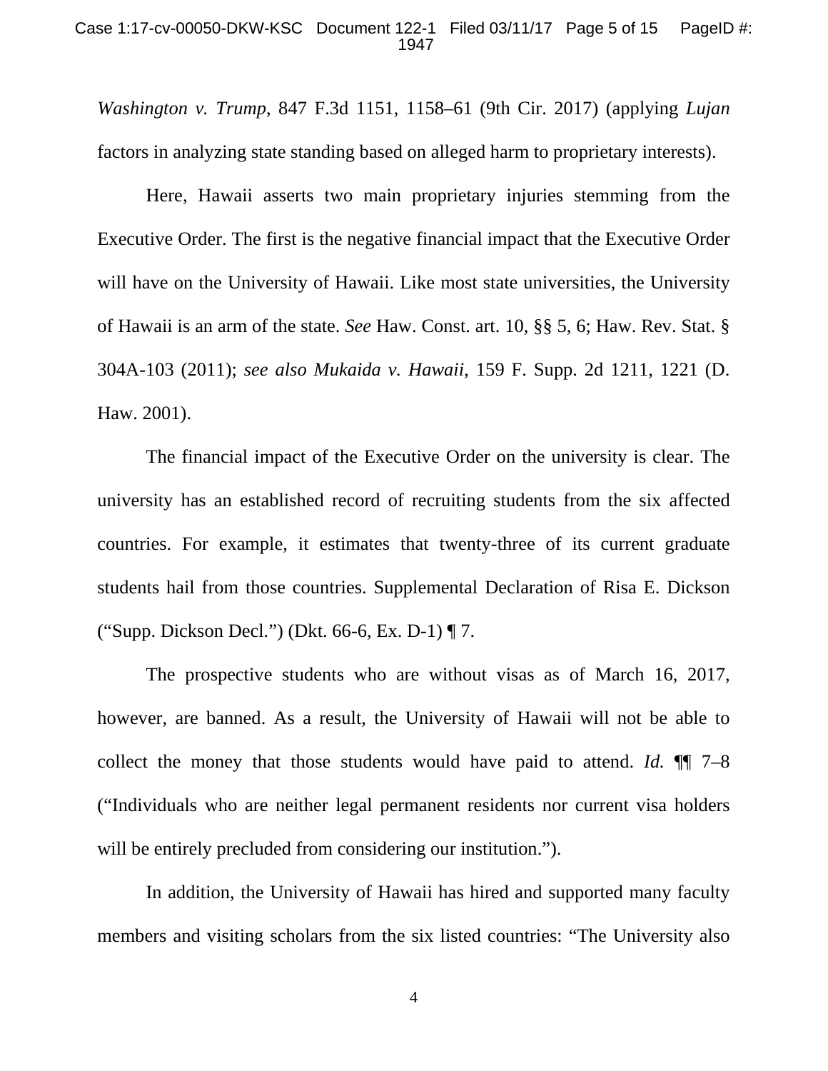*Washington v. Trump*, 847 F.3d 1151, 1158–61 (9th Cir. 2017) (applying *Lujan* factors in analyzing state standing based on alleged harm to proprietary interests).

Here, Hawaii asserts two main proprietary injuries stemming from the Executive Order. The first is the negative financial impact that the Executive Order will have on the University of Hawaii. Like most state universities, the University of Hawaii is an arm of the state. *See* Haw. Const. art. 10, §§ 5, 6; Haw. Rev. Stat. § 304A-103 (2011); *see also Mukaida v. Hawaii*, 159 F. Supp. 2d 1211, 1221 (D. Haw. 2001).

The financial impact of the Executive Order on the university is clear. The university has an established record of recruiting students from the six affected countries. For example, it estimates that twenty-three of its current graduate students hail from those countries. Supplemental Declaration of Risa E. Dickson ("Supp. Dickson Decl.") (Dkt. 66-6, Ex. D-1) ¶ 7.

The prospective students who are without visas as of March 16, 2017, however, are banned. As a result, the University of Hawaii will not be able to collect the money that those students would have paid to attend. *Id.* ¶¶ 7–8 ("Individuals who are neither legal permanent residents nor current visa holders will be entirely precluded from considering our institution.").

In addition, the University of Hawaii has hired and supported many faculty members and visiting scholars from the six listed countries: "The University also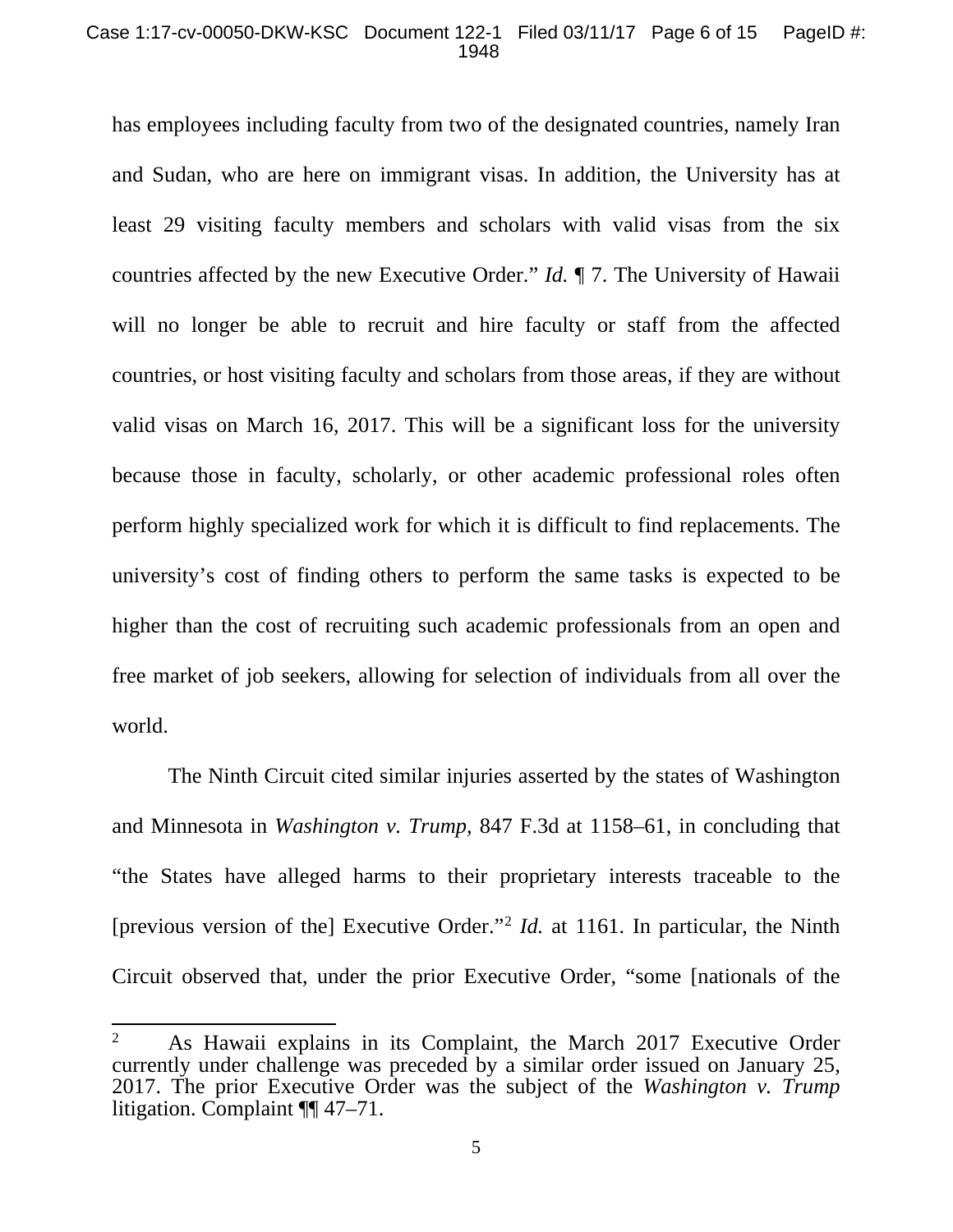has employees including faculty from two of the designated countries, namely Iran and Sudan, who are here on immigrant visas. In addition, the University has at least 29 visiting faculty members and scholars with valid visas from the six countries affected by the new Executive Order." *Id.* ¶ 7. The University of Hawaii will no longer be able to recruit and hire faculty or staff from the affected countries, or host visiting faculty and scholars from those areas, if they are without valid visas on March 16, 2017. This will be a significant loss for the university because those in faculty, scholarly, or other academic professional roles often perform highly specialized work for which it is difficult to find replacements. The university's cost of finding others to perform the same tasks is expected to be higher than the cost of recruiting such academic professionals from an open and free market of job seekers, allowing for selection of individuals from all over the world.

The Ninth Circuit cited similar injuries asserted by the states of Washington and Minnesota in *Washington v. Trump*, 847 F.3d at 1158–61, in concluding that "the States have alleged harms to their proprietary interests traceable to the [previous version of the] Executive Order."[2] *Id.* at 1161. In particular, the Ninth Circuit observed that, under the prior Executive Order, "some [nationals of the

---

[2] As Hawaii explains in its Complaint, the March 2017 Executive Order currently under challenge was preceded by a similar order issued on January 25, 2017. The prior Executive Order was the subject of the *Washington v. Trump* litigation. Complaint ¶¶ 47–71.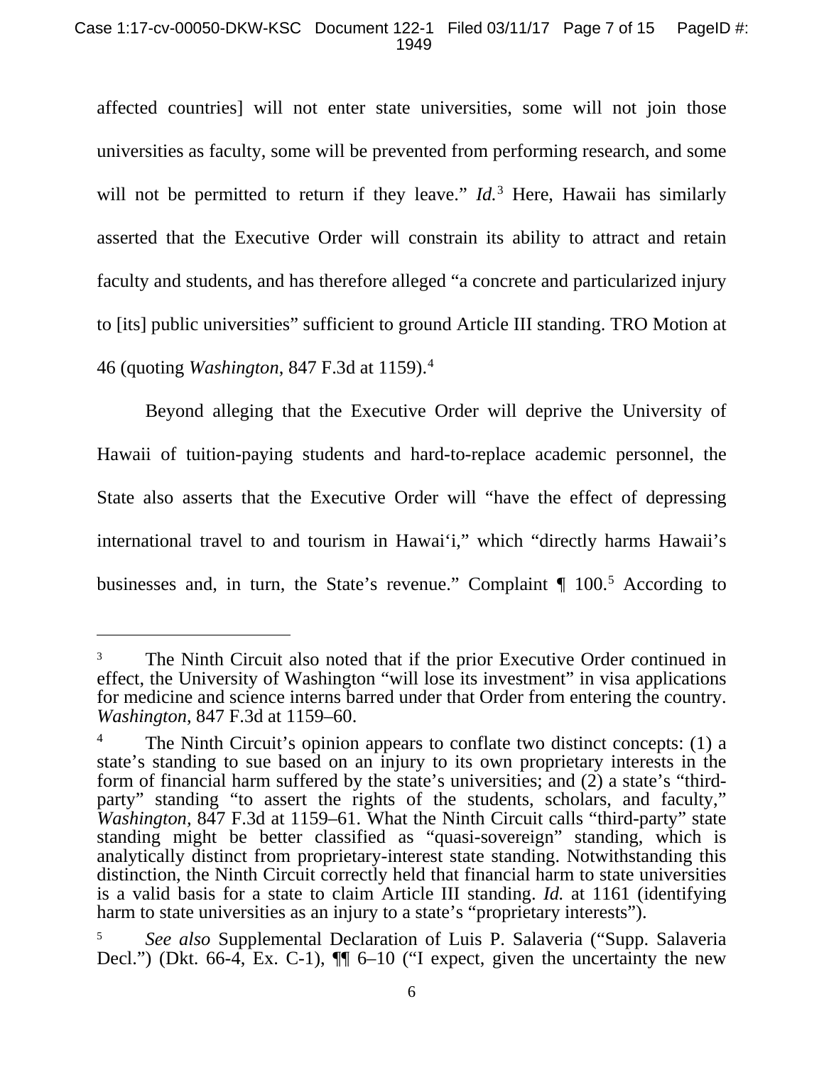affected countries] will not enter state universities, some will not join those universities as faculty, some will be prevented from performing research, and some will not be permitted to return if they leave." *Id.*[3] Here, Hawaii has similarly asserted that the Executive Order will constrain its ability to attract and retain faculty and students, and has therefore alleged "a concrete and particularized injury to [its] public universities" sufficient to ground Article III standing. TRO Motion at 46 (quoting *Washington*, 847 F.3d at 1159).[4]

Beyond alleging that the Executive Order will deprive the University of Hawaii of tuition-paying students and hard-to-replace academic personnel, the State also asserts that the Executive Order will "have the effect of depressing international travel to and tourism in Hawai'i," which "directly harms Hawaii's businesses and, in turn, the State's revenue." Complaint ¶ 100.[5] According to

---

[3] The Ninth Circuit also noted that if the prior Executive Order continued in effect, the University of Washington "will lose its investment" in visa applications for medicine and science interns barred under that Order from entering the country. *Washington*, 847 F.3d at 1159–60.

[4] The Ninth Circuit's opinion appears to conflate two distinct concepts: (1) a state's standing to sue based on an injury to its own proprietary interests in the form of financial harm suffered by the state's universities; and (2) a state's "third-party" standing "to assert the rights of the students, scholars, and faculty," *Washington*, 847 F.3d at 1159–61. What the Ninth Circuit calls "third-party" state standing might be better classified as "quasi-sovereign" standing, which is analytically distinct from proprietary-interest state standing. Notwithstanding this distinction, the Ninth Circuit correctly held that financial harm to state universities is a valid basis for a state to claim Article III standing. *Id.* at 1161 (identifying harm to state universities as an injury to a state's "proprietary interests").

[5] *See also* Supplemental Declaration of Luis P. Salaveria ("Supp. Salaveria Decl.") (Dkt. 66-4, Ex. C-1), ¶¶ 6–10 ("I expect, given the uncertainty the new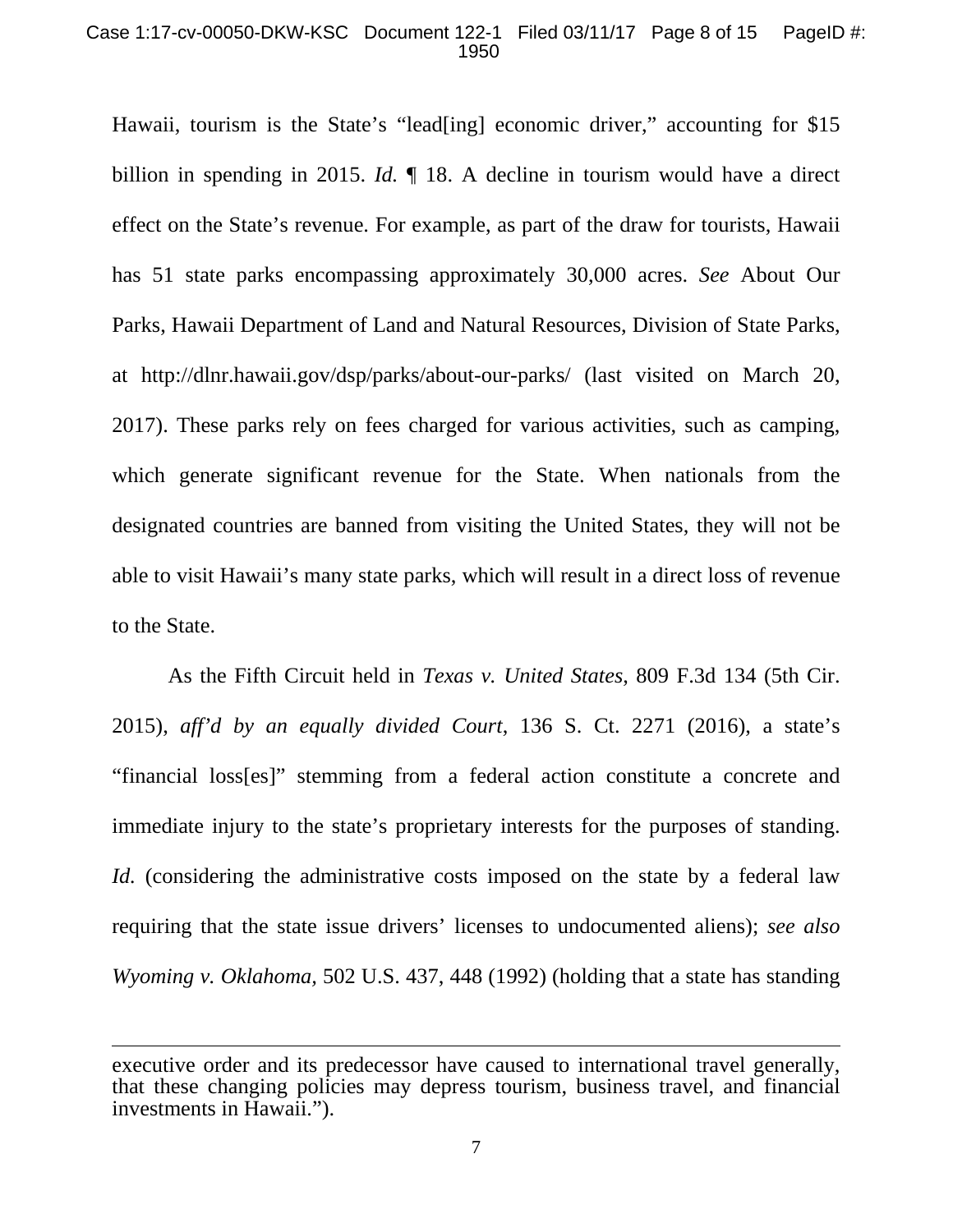Hawaii, tourism is the State's "lead[ing] economic driver," accounting for $15 billion in spending in 2015. *Id.* ¶ 18. A decline in tourism would have a direct effect on the State's revenue. For example, as part of the draw for tourists, Hawaii has 51 state parks encompassing approximately 30,000 acres. *See* About Our Parks, Hawaii Department of Land and Natural Resources, Division of State Parks, at http://dlnr.hawaii.gov/dsp/parks/about-our-parks/ (last visited on March 20, 2017). These parks rely on fees charged for various activities, such as camping, which generate significant revenue for the State. When nationals from the designated countries are banned from visiting the United States, they will not be able to visit Hawaii's many state parks, which will result in a direct loss of revenue to the State.

As the Fifth Circuit held in *Texas v. United States*, 809 F.3d 134 (5th Cir. 2015), *aff'd by an equally divided Court*, 136 S. Ct. 2271 (2016), a state's "financial loss[es]" stemming from a federal action constitute a concrete and immediate injury to the state's proprietary interests for the purposes of standing. *Id.* (considering the administrative costs imposed on the state by a federal law requiring that the state issue drivers' licenses to undocumented aliens); *see also* *Wyoming v. Oklahoma*, 502 U.S. 437, 448 (1992) (holding that a state has standing

---

executive order and its predecessor have caused to international travel generally, that these changing policies may depress tourism, business travel, and financial investments in Hawaii.").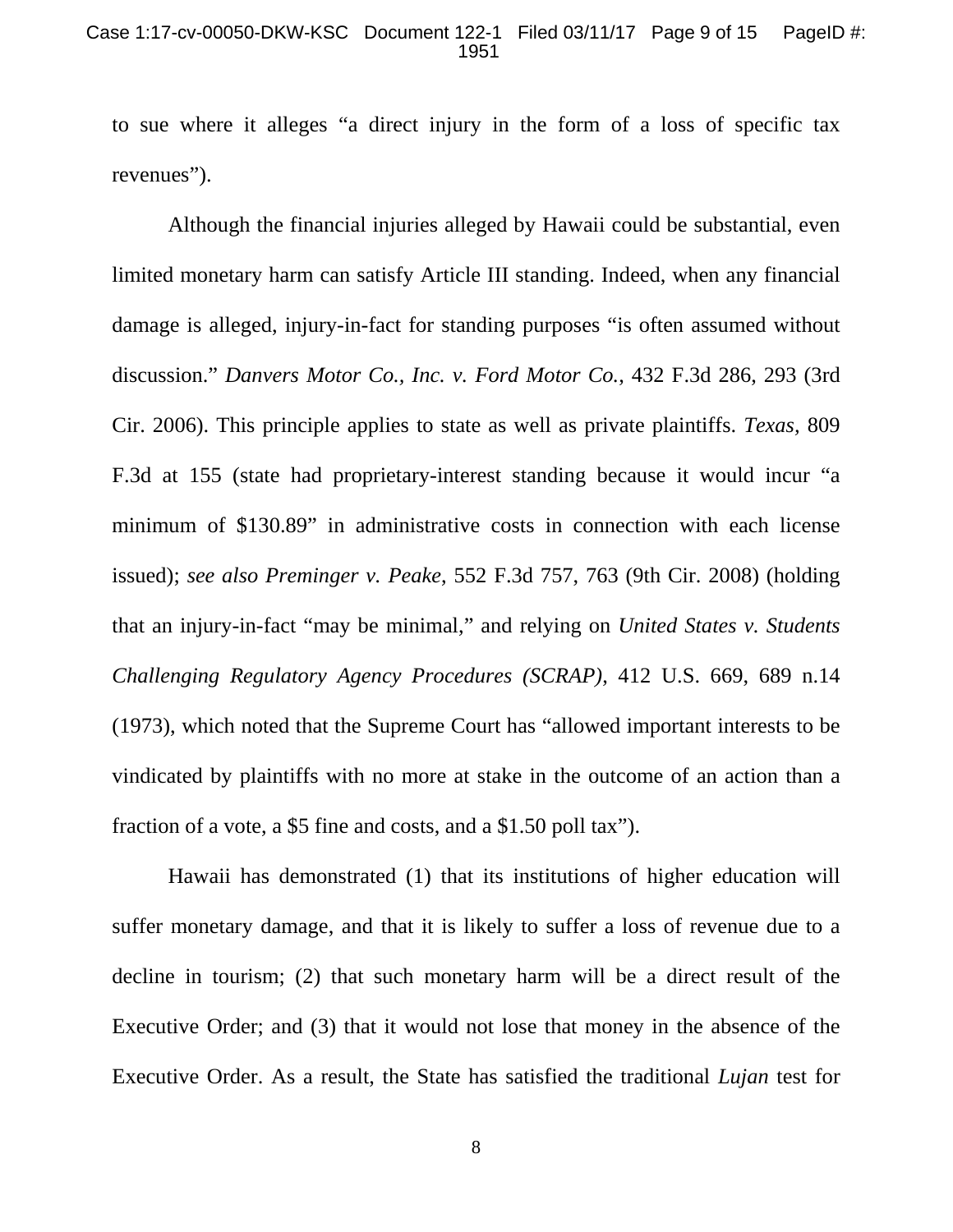to sue where it alleges "a direct injury in the form of a loss of specific tax revenues").

Although the financial injuries alleged by Hawaii could be substantial, even limited monetary harm can satisfy Article III standing. Indeed, when any financial damage is alleged, injury-in-fact for standing purposes "is often assumed without discussion." *Danvers Motor Co., Inc. v. Ford Motor Co.*, 432 F.3d 286, 293 (3rd Cir. 2006). This principle applies to state as well as private plaintiffs. *Texas*, 809 F.3d at 155 (state had proprietary-interest standing because it would incur "a minimum of $130.89" in administrative costs in connection with each license issued); *see also Preminger v. Peake*, 552 F.3d 757, 763 (9th Cir. 2008) (holding that an injury-in-fact "may be minimal," and relying on *United States v. Students Challenging Regulatory Agency Procedures (SCRAP)*, 412 U.S. 669, 689 n.14 (1973), which noted that the Supreme Court has "allowed important interests to be vindicated by plaintiffs with no more at stake in the outcome of an action than a fraction of a vote, a $5 fine and costs, and a $1.50 poll tax").

Hawaii has demonstrated (1) that its institutions of higher education will suffer monetary damage, and that it is likely to suffer a loss of revenue due to a decline in tourism; (2) that such monetary harm will be a direct result of the Executive Order; and (3) that it would not lose that money in the absence of the Executive Order. As a result, the State has satisfied the traditional *Lujan* test for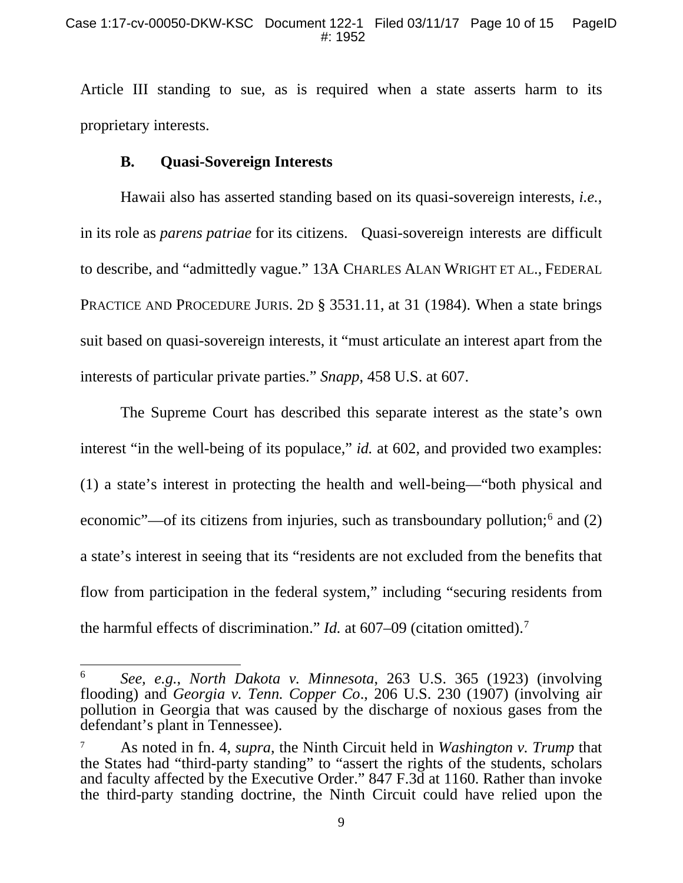Article III standing to sue, as is required when a state asserts harm to its proprietary interests.

### B. Quasi-Sovereign Interests

Hawaii also has asserted standing based on its quasi-sovereign interests, *i.e.*, in its role as *parens patriae* for its citizens. Quasi-sovereign interests are difficult to describe, and "admittedly vague." 13A CHARLES ALAN WRIGHT ET AL., FEDERAL PRACTICE AND PROCEDURE JURIS. 2D § 3531.11, at 31 (1984). When a state brings suit based on quasi-sovereign interests, it "must articulate an interest apart from the interests of particular private parties." *Snapp*, 458 U.S. at 607.

The Supreme Court has described this separate interest as the state's own interest "in the well-being of its populace," *id.* at 602, and provided two examples: (1) a state's interest in protecting the health and well-being—"both physical and economic"—of its citizens from injuries, such as transboundary pollution;[6] and (2) a state's interest in seeing that its "residents are not excluded from the benefits that flow from participation in the federal system," including "securing residents from the harmful effects of discrimination." *Id.* at 607–09 (citation omitted).[7]

---

[6] *See, e.g.*, *North Dakota v. Minnesota*, 263 U.S. 365 (1923) (involving flooding) and *Georgia v. Tenn. Copper Co*., 206 U.S. 230 (1907) (involving air pollution in Georgia that was caused by the discharge of noxious gases from the defendant's plant in Tennessee).

[7] As noted in fn. 4, *supra*, the Ninth Circuit held in *Washington v. Trump* that the States had "third-party standing" to "assert the rights of the students, scholars and faculty affected by the Executive Order." 847 F.3d at 1160. Rather than invoke the third-party standing doctrine, the Ninth Circuit could have relied upon the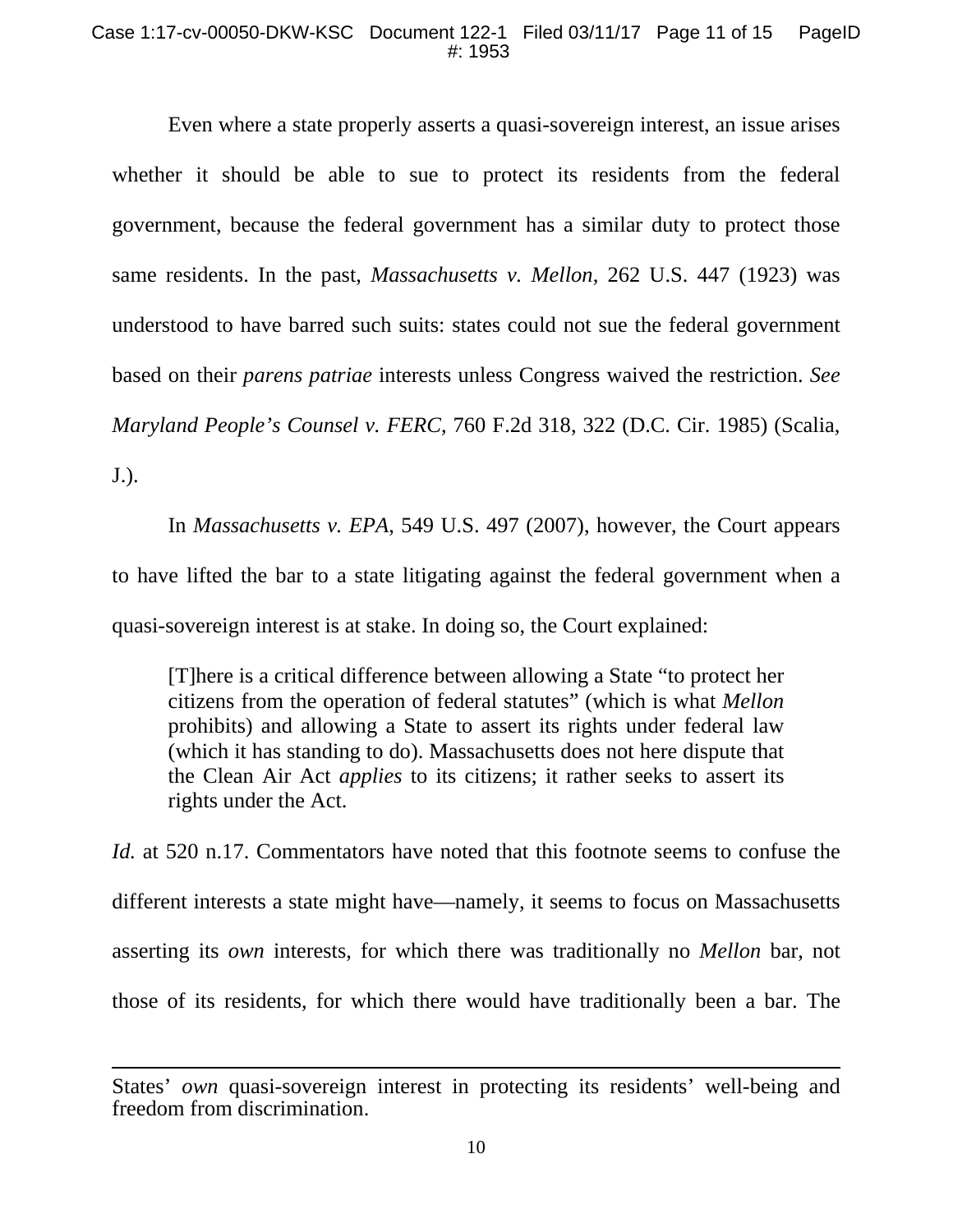Even where a state properly asserts a quasi-sovereign interest, an issue arises whether it should be able to sue to protect its residents from the federal government, because the federal government has a similar duty to protect those same residents. In the past, *Massachusetts v. Mellon*, 262 U.S. 447 (1923) was understood to have barred such suits: states could not sue the federal government based on their *parens patriae* interests unless Congress waived the restriction. *See Maryland People's Counsel v. FERC*, 760 F.2d 318, 322 (D.C. Cir. 1985) (Scalia, J.).

In *Massachusetts v. EPA*, 549 U.S. 497 (2007), however, the Court appears to have lifted the bar to a state litigating against the federal government when a quasi-sovereign interest is at stake. In doing so, the Court explained:

> [T]here is a critical difference between allowing a State "to protect her citizens from the operation of federal statutes" (which is what *Mellon* prohibits) and allowing a State to assert its rights under federal law (which it has standing to do). Massachusetts does not here dispute that the Clean Air Act *applies* to its citizens; it rather seeks to assert its rights under the Act.

*Id.* at 520 n.17. Commentators have noted that this footnote seems to confuse the different interests a state might have—namely, it seems to focus on Massachusetts asserting its *own* interests, for which there was traditionally no *Mellon* bar, not those of its residents, for which there would have traditionally been a bar. The

---

States' *own* quasi-sovereign interest in protecting its residents' well-being and freedom from discrimination.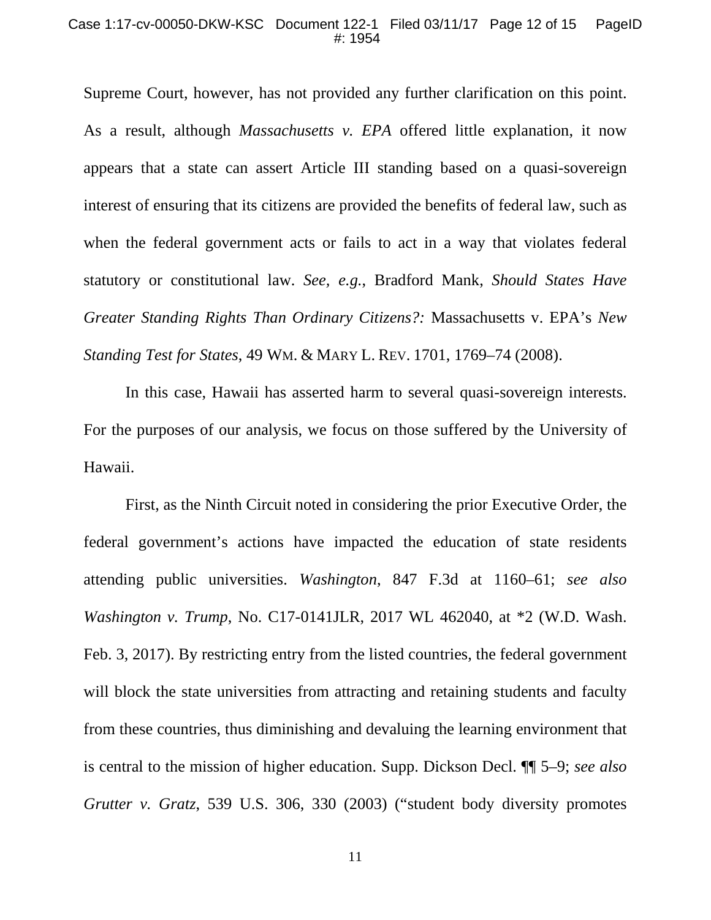Supreme Court, however, has not provided any further clarification on this point. As a result, although *Massachusetts v. EPA* offered little explanation, it now appears that a state can assert Article III standing based on a quasi-sovereign interest of ensuring that its citizens are provided the benefits of federal law, such as when the federal government acts or fails to act in a way that violates federal statutory or constitutional law. *See, e.g.*, Bradford Mank, *Should States Have Greater Standing Rights Than Ordinary Citizens?:* Massachusetts v. EPA's *New Standing Test for States*, 49 WM. & MARY L. REV. 1701, 1769–74 (2008).

In this case, Hawaii has asserted harm to several quasi-sovereign interests. For the purposes of our analysis, we focus on those suffered by the University of Hawaii.

First, as the Ninth Circuit noted in considering the prior Executive Order, the federal government's actions have impacted the education of state residents attending public universities. *Washington*, 847 F.3d at 1160–61; *see also Washington v. Trump*, No. C17-0141JLR, 2017 WL 462040, at *2 (W.D. Wash. Feb. 3, 2017). By restricting entry from the listed countries, the federal government will block the state universities from attracting and retaining students and faculty from these countries, thus diminishing and devaluing the learning environment that is central to the mission of higher education. Supp. Dickson Decl. ¶¶ 5–9; *see also Grutter v. Gratz*, 539 U.S. 306, 330 (2003) ("student body diversity promotes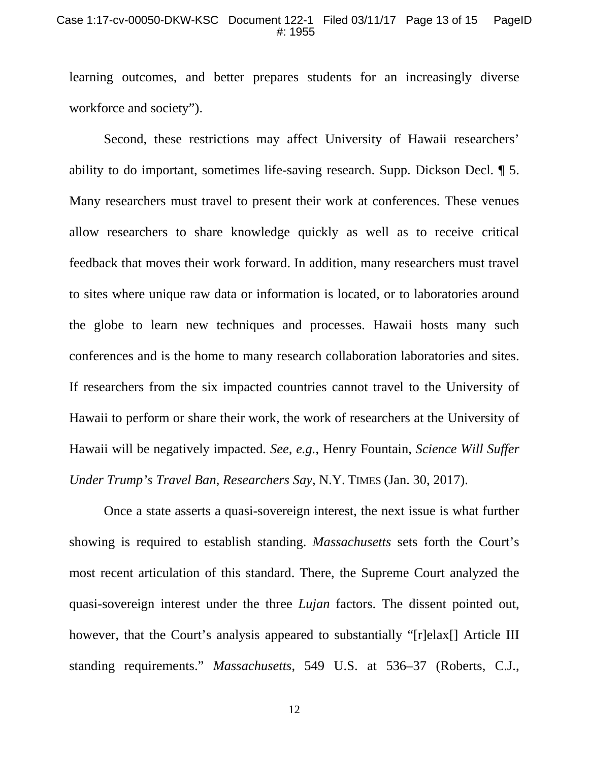learning outcomes, and better prepares students for an increasingly diverse workforce and society").

Second, these restrictions may affect University of Hawaii researchers' ability to do important, sometimes life-saving research. Supp. Dickson Decl. ¶ 5. Many researchers must travel to present their work at conferences. These venues allow researchers to share knowledge quickly as well as to receive critical feedback that moves their work forward. In addition, many researchers must travel to sites where unique raw data or information is located, or to laboratories around the globe to learn new techniques and processes. Hawaii hosts many such conferences and is the home to many research collaboration laboratories and sites. If researchers from the six impacted countries cannot travel to the University of Hawaii to perform or share their work, the work of researchers at the University of Hawaii will be negatively impacted. *See, e.g.*, Henry Fountain, *Science Will Suffer Under Trump's Travel Ban, Researchers Say*, N.Y. TIMES (Jan. 30, 2017).

Once a state asserts a quasi-sovereign interest, the next issue is what further showing is required to establish standing. *Massachusetts* sets forth the Court's most recent articulation of this standard. There, the Supreme Court analyzed the quasi-sovereign interest under the three *Lujan* factors. The dissent pointed out, however, that the Court's analysis appeared to substantially "[r]elax[] Article III standing requirements." *Massachusetts*, 549 U.S. at 536–37 (Roberts, C.J.,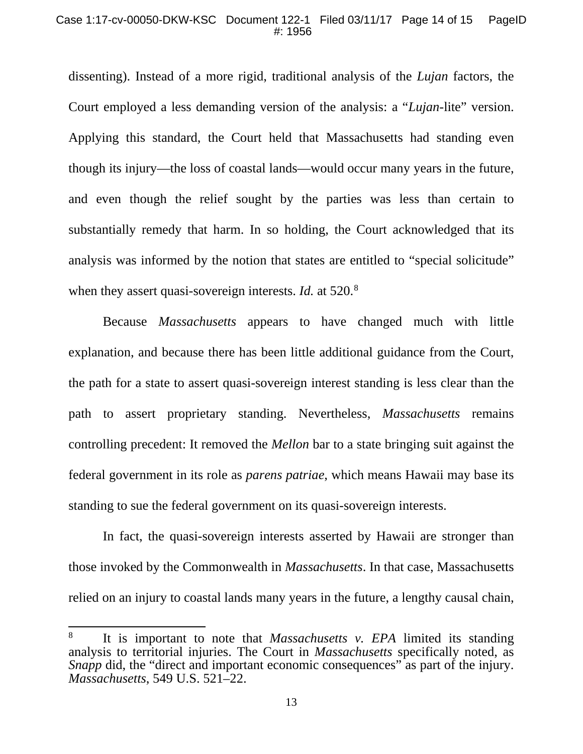dissenting). Instead of a more rigid, traditional analysis of the *Lujan* factors, the Court employed a less demanding version of the analysis: a "*Lujan*-lite" version. Applying this standard, the Court held that Massachusetts had standing even though its injury—the loss of coastal lands—would occur many years in the future, and even though the relief sought by the parties was less than certain to substantially remedy that harm. In so holding, the Court acknowledged that its analysis was informed by the notion that states are entitled to "special solicitude" when they assert quasi-sovereign interests. *Id.* at 520.[8]

Because *Massachusetts* appears to have changed much with little explanation, and because there has been little additional guidance from the Court, the path for a state to assert quasi-sovereign interest standing is less clear than the path to assert proprietary standing. Nevertheless, *Massachusetts* remains controlling precedent: It removed the *Mellon* bar to a state bringing suit against the federal government in its role as *parens patriae*, which means Hawaii may base its standing to sue the federal government on its quasi-sovereign interests.

In fact, the quasi-sovereign interests asserted by Hawaii are stronger than those invoked by the Commonwealth in *Massachusetts*. In that case, Massachusetts relied on an injury to coastal lands many years in the future, a lengthy causal chain,

---

[8] It is important to note that *Massachusetts v. EPA* limited its standing analysis to territorial injuries. The Court in *Massachusetts* specifically noted, as *Snapp* did, the "direct and important economic consequences" as part of the injury. *Massachusetts*, 549 U.S. 521–22.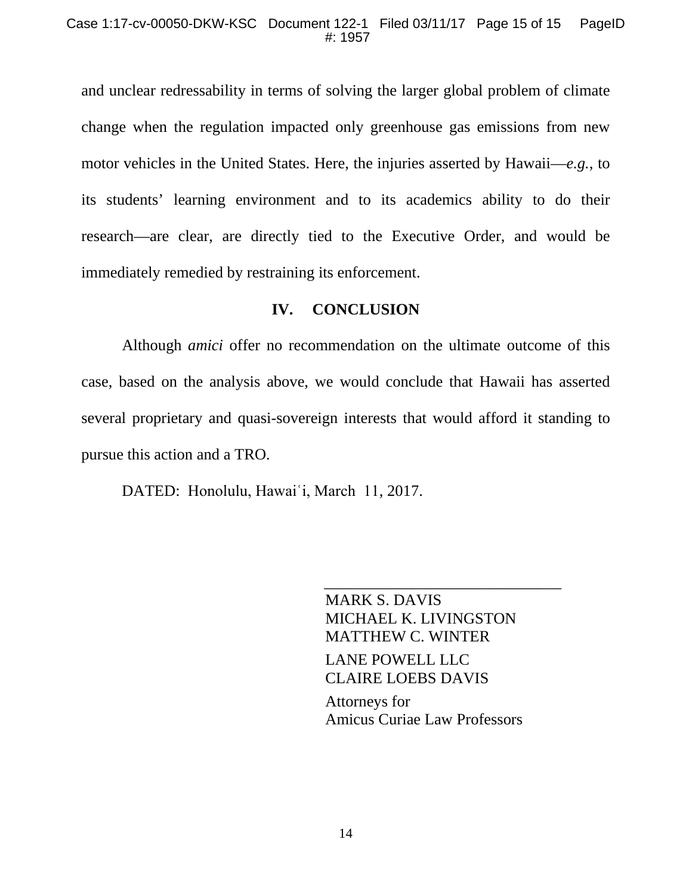and unclear redressability in terms of solving the larger global problem of climate change when the regulation impacted only greenhouse gas emissions from new motor vehicles in the United States. Here, the injuries asserted by Hawaii—*e.g.*, to its students' learning environment and to its academics ability to do their research—are clear, are directly tied to the Executive Order, and would be immediately remedied by restraining its enforcement.

## IV. CONCLUSION

Although *amici* offer no recommendation on the ultimate outcome of this case, based on the analysis above, we would conclude that Hawaii has asserted several proprietary and quasi-sovereign interests that would afford it standing to pursue this action and a TRO.

DATED: Honolulu, Hawaiʻi, March 11, 2017.

\_\_\_\_\_\_\_\_\_\_\_\_\_\_\_\_\_\_\_\_\_\_\_\_\_\_\_\_\_\_

MARK S. DAVIS
MICHAEL K. LIVINGSTON
MATTHEW C. WINTER

LANE POWELL LLC
CLAIRE LOEBS DAVIS

Attorneys for
Amicus Curiae Law Professors